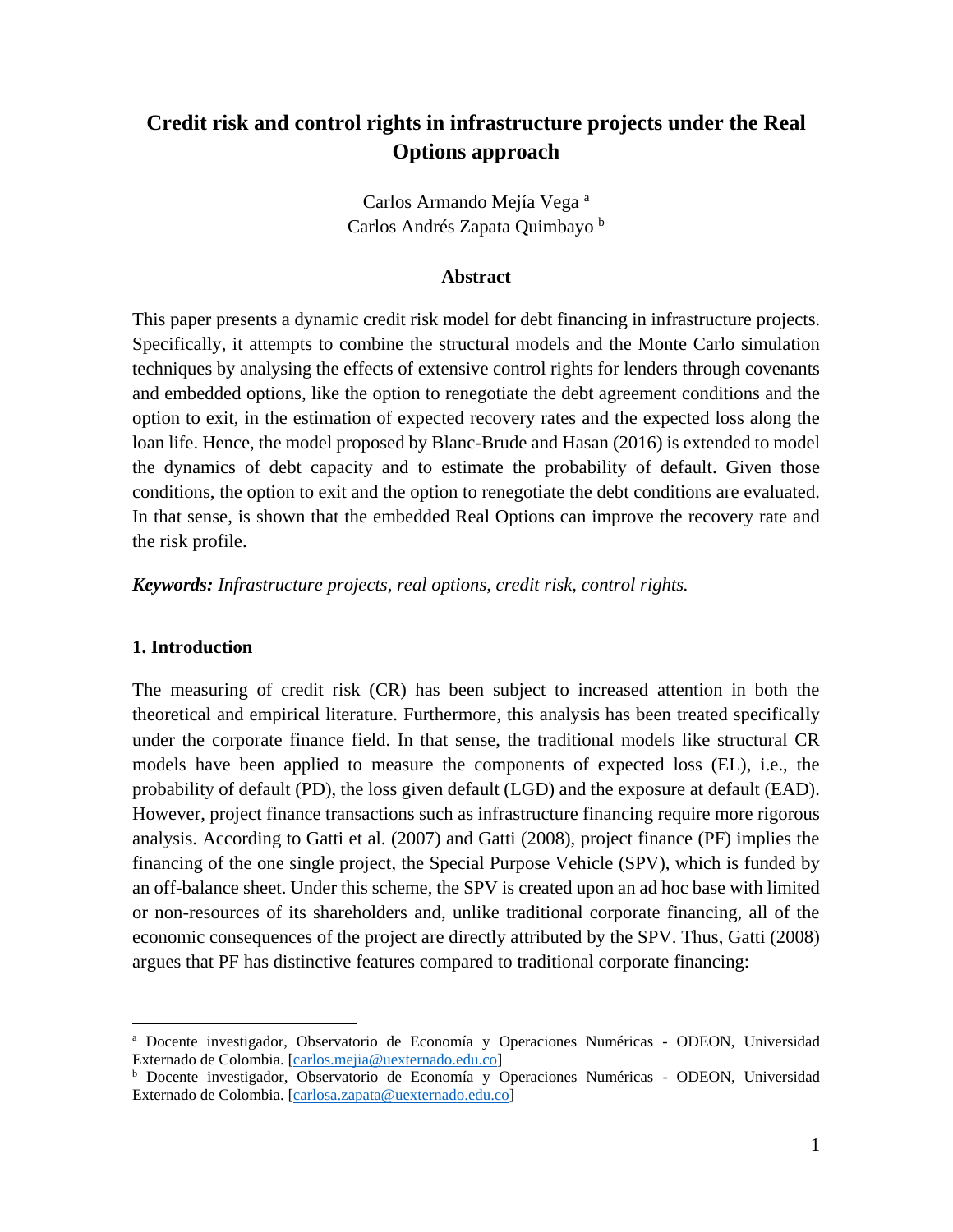# Credit risk and control rights in infrastructure projects under the Real Options approach

Carlos Armando Mejía Vega [a]
Carlos Andrés Zapata Quimbayo [b]

## Abstract

This paper presents a dynamic credit risk model for debt financing in infrastructure projects. Specifically, it attempts to combine the structural models and the Monte Carlo simulation techniques by analysing the effects of extensive control rights for lenders through covenants and embedded options, like the option to renegotiate the debt agreement conditions and the option to exit, in the estimation of expected recovery rates and the expected loss along the loan life. Hence, the model proposed by Blanc-Brude and Hasan (2016) is extended to model the dynamics of debt capacity and to estimate the probability of default. Given those conditions, the option to exit and the option to renegotiate the debt conditions are evaluated. In that sense, is shown that the embedded Real Options can improve the recovery rate and the risk profile.

***Keywords:*** *Infrastructure projects, real options, credit risk, control rights.*

## 1. Introduction

The measuring of credit risk (CR) has been subject to increased attention in both the theoretical and empirical literature. Furthermore, this analysis has been treated specifically under the corporate finance field. In that sense, the traditional models like structural CR models have been applied to measure the components of expected loss (EL), i.e., the probability of default (PD), the loss given default (LGD) and the exposure at default (EAD). However, project finance transactions such as infrastructure financing require more rigorous analysis. According to Gatti et al. (2007) and Gatti (2008), project finance (PF) implies the financing of the one single project, the Special Purpose Vehicle (SPV), which is funded by an off-balance sheet. Under this scheme, the SPV is created upon an ad hoc base with limited or non-resources of its shareholders and, unlike traditional corporate financing, all of the economic consequences of the project are directly attributed by the SPV. Thus, Gatti (2008) argues that PF has distinctive features compared to traditional corporate financing:

---

[a] Docente investigador, Observatorio de Economía y Operaciones Numéricas - ODEON, Universidad Externado de Colombia. [carlos.mejia@uexternado.edu.co]

[b] Docente investigador, Observatorio de Economía y Operaciones Numéricas - ODEON, Universidad Externado de Colombia. [carlosa.zapata@uexternado.edu.co]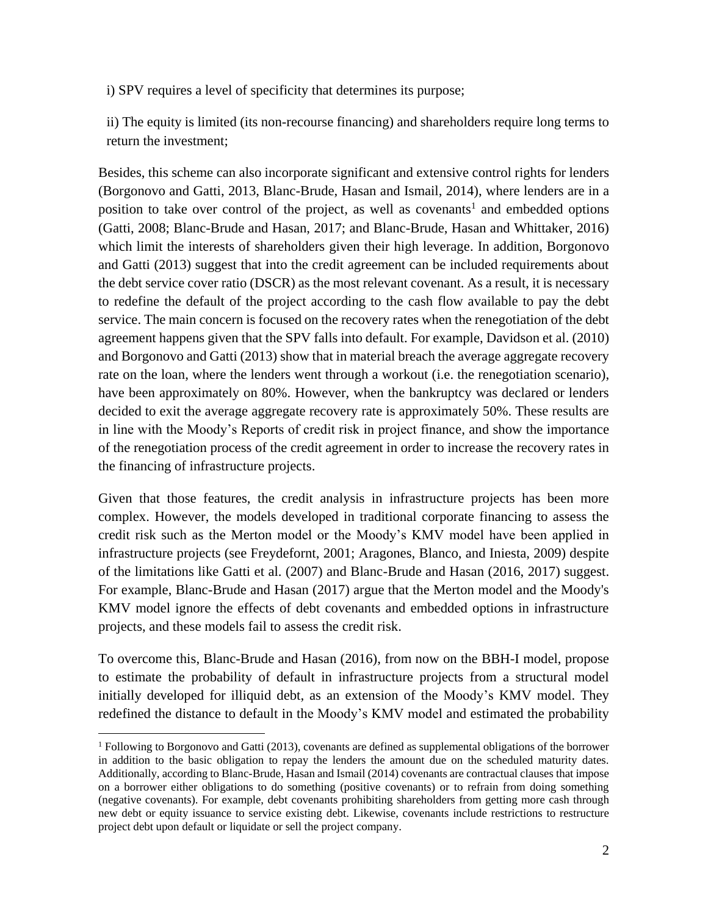i) SPV requires a level of specificity that determines its purpose;

ii) The equity is limited (its non-recourse financing) and shareholders require long terms to return the investment;

Besides, this scheme can also incorporate significant and extensive control rights for lenders (Borgonovo and Gatti, 2013, Blanc-Brude, Hasan and Ismail, 2014), where lenders are in a position to take over control of the project, as well as covenants[1] and embedded options (Gatti, 2008; Blanc-Brude and Hasan, 2017; and Blanc-Brude, Hasan and Whittaker, 2016) which limit the interests of shareholders given their high leverage. In addition, Borgonovo and Gatti (2013) suggest that into the credit agreement can be included requirements about the debt service cover ratio (DSCR) as the most relevant covenant. As a result, it is necessary to redefine the default of the project according to the cash flow available to pay the debt service. The main concern is focused on the recovery rates when the renegotiation of the debt agreement happens given that the SPV falls into default. For example, Davidson et al. (2010) and Borgonovo and Gatti (2013) show that in material breach the average aggregate recovery rate on the loan, where the lenders went through a workout (i.e. the renegotiation scenario), have been approximately on 80%. However, when the bankruptcy was declared or lenders decided to exit the average aggregate recovery rate is approximately 50%. These results are in line with the Moody's Reports of credit risk in project finance, and show the importance of the renegotiation process of the credit agreement in order to increase the recovery rates in the financing of infrastructure projects.

Given that those features, the credit analysis in infrastructure projects has been more complex. However, the models developed in traditional corporate financing to assess the credit risk such as the Merton model or the Moody's KMV model have been applied in infrastructure projects (see Freydefornt, 2001; Aragones, Blanco, and Iniesta, 2009) despite of the limitations like Gatti et al. (2007) and Blanc-Brude and Hasan (2016, 2017) suggest. For example, Blanc-Brude and Hasan (2017) argue that the Merton model and the Moody's KMV model ignore the effects of debt covenants and embedded options in infrastructure projects, and these models fail to assess the credit risk.

To overcome this, Blanc-Brude and Hasan (2016), from now on the BBH-I model, propose to estimate the probability of default in infrastructure projects from a structural model initially developed for illiquid debt, as an extension of the Moody's KMV model. They redefined the distance to default in the Moody's KMV model and estimated the probability

[1] Following to Borgonovo and Gatti (2013), covenants are defined as supplemental obligations of the borrower in addition to the basic obligation to repay the lenders the amount due on the scheduled maturity dates. Additionally, according to Blanc-Brude, Hasan and Ismail (2014) covenants are contractual clauses that impose on a borrower either obligations to do something (positive covenants) or to refrain from doing something (negative covenants). For example, debt covenants prohibiting shareholders from getting more cash through new debt or equity issuance to service existing debt. Likewise, covenants include restrictions to restructure project debt upon default or liquidate or sell the project company.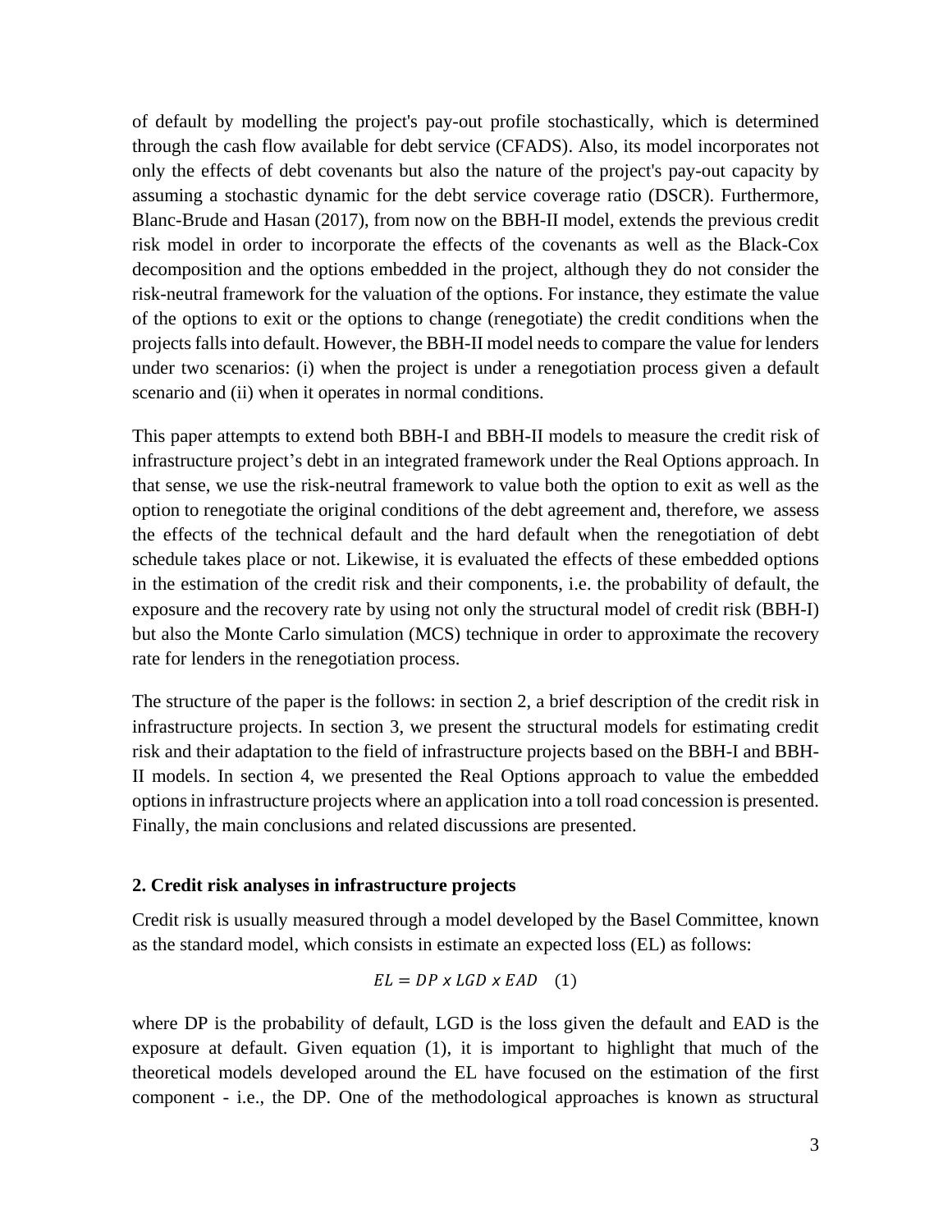of default by modelling the project's pay-out profile stochastically, which is determined through the cash flow available for debt service (CFADS). Also, its model incorporates not only the effects of debt covenants but also the nature of the project's pay-out capacity by assuming a stochastic dynamic for the debt service coverage ratio (DSCR). Furthermore, Blanc-Brude and Hasan (2017), from now on the BBH-II model, extends the previous credit risk model in order to incorporate the effects of the covenants as well as the Black-Cox decomposition and the options embedded in the project, although they do not consider the risk-neutral framework for the valuation of the options. For instance, they estimate the value of the options to exit or the options to change (renegotiate) the credit conditions when the projects falls into default. However, the BBH-II model needs to compare the value for lenders under two scenarios: (i) when the project is under a renegotiation process given a default scenario and (ii) when it operates in normal conditions.

This paper attempts to extend both BBH-I and BBH-II models to measure the credit risk of infrastructure project's debt in an integrated framework under the Real Options approach. In that sense, we use the risk-neutral framework to value both the option to exit as well as the option to renegotiate the original conditions of the debt agreement and, therefore, we assess the effects of the technical default and the hard default when the renegotiation of debt schedule takes place or not. Likewise, it is evaluated the effects of these embedded options in the estimation of the credit risk and their components, i.e. the probability of default, the exposure and the recovery rate by using not only the structural model of credit risk (BBH-I) but also the Monte Carlo simulation (MCS) technique in order to approximate the recovery rate for lenders in the renegotiation process.

The structure of the paper is the follows: in section 2, a brief description of the credit risk in infrastructure projects. In section 3, we present the structural models for estimating credit risk and their adaptation to the field of infrastructure projects based on the BBH-I and BBH-II models. In section 4, we presented the Real Options approach to value the embedded options in infrastructure projects where an application into a toll road concession is presented. Finally, the main conclusions and related discussions are presented.

## 2. Credit risk analyses in infrastructure projects

Credit risk is usually measured through a model developed by the Basel Committee, known as the standard model, which consists in estimate an expected loss (EL) as follows:

$$EL = DP \ x \ LGD \ x \ EAD \quad (1)$$

where DP is the probability of default, LGD is the loss given the default and EAD is the exposure at default. Given equation (1), it is important to highlight that much of the theoretical models developed around the EL have focused on the estimation of the first component - i.e., the DP. One of the methodological approaches is known as structural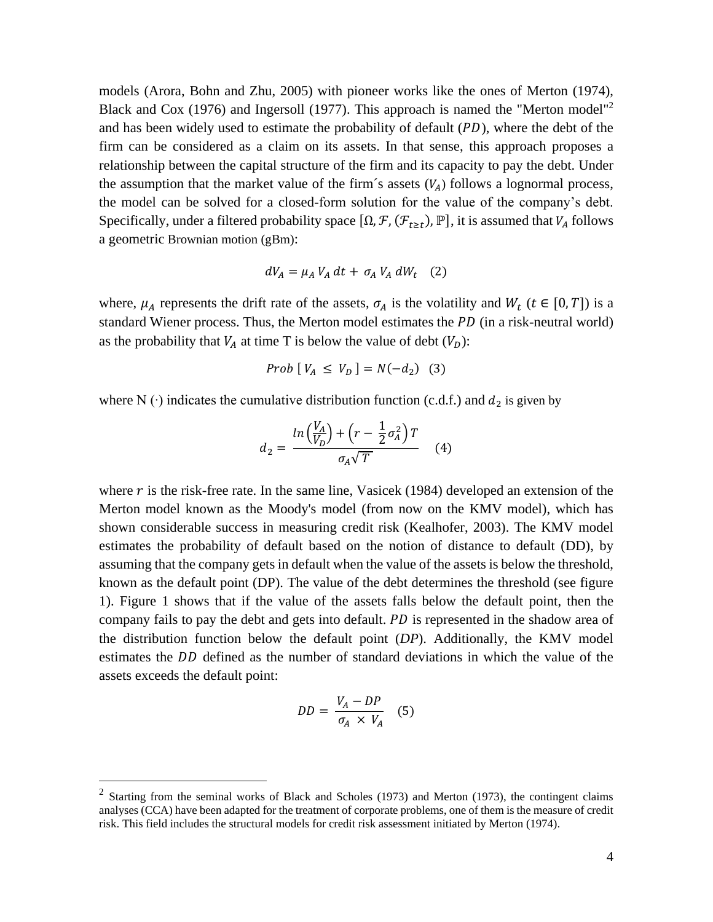models (Arora, Bohn and Zhu, 2005) with pioneer works like the ones of Merton (1974), Black and Cox (1976) and Ingersoll (1977). This approach is named the "Merton model"[2] and has been widely used to estimate the probability of default ($PD$), where the debt of the firm can be considered as a claim on its assets. In that sense, this approach proposes a relationship between the capital structure of the firm and its capacity to pay the debt. Under the assumption that the market value of the firm´s assets ($V_A$) follows a lognormal process, the model can be solved for a closed-form solution for the value of the company's debt. Specifically, under a filtered probability space $[\Omega, \mathcal{F}, (\mathcal{F}_{t\geq t}), \mathbb{P}]$, it is assumed that $V_A$ follows a geometric Brownian motion (gBm):

$$dV_A = \mu_A \, V_A \, dt + \sigma_A \, V_A \, dW_t \quad (2)$$

where, $\mu_A$ represents the drift rate of the assets, $\sigma_A$ is the volatility and $W_t$ ($t \in [0, T]$) is a standard Wiener process. Thus, the Merton model estimates the $PD$ (in a risk-neutral world) as the probability that $V_A$ at time T is below the value of debt ($V_D$):

$$Prob\,[\,V_A \leq V_D\,] = N(-d_2) \quad (3)$$

where N (·) indicates the cumulative distribution function (c.d.f.) and $d_2$ is given by

$$d_2 = \frac{ln\left(\frac{V_A}{V_D}\right) + \left(r - \frac{1}{2}\sigma_A^2\right)T}{\sigma_A\sqrt{T}} \quad (4)$$

where $r$ is the risk-free rate. In the same line, Vasicek (1984) developed an extension of the Merton model known as the Moody's model (from now on the KMV model), which has shown considerable success in measuring credit risk (Kealhofer, 2003). The KMV model estimates the probability of default based on the notion of distance to default (DD), by assuming that the company gets in default when the value of the assets is below the threshold, known as the default point (DP). The value of the debt determines the threshold (see figure 1). Figure 1 shows that if the value of the assets falls below the default point, then the company fails to pay the debt and gets into default. $PD$ is represented in the shadow area of the distribution function below the default point (*DP*). Additionally, the KMV model estimates the $DD$ defined as the number of standard deviations in which the value of the assets exceeds the default point:

$$DD = \frac{V_A - DP}{\sigma_A \times V_A} \quad (5)$$

[2] Starting from the seminal works of Black and Scholes (1973) and Merton (1973), the contingent claims analyses (CCA) have been adapted for the treatment of corporate problems, one of them is the measure of credit risk. This field includes the structural models for credit risk assessment initiated by Merton (1974).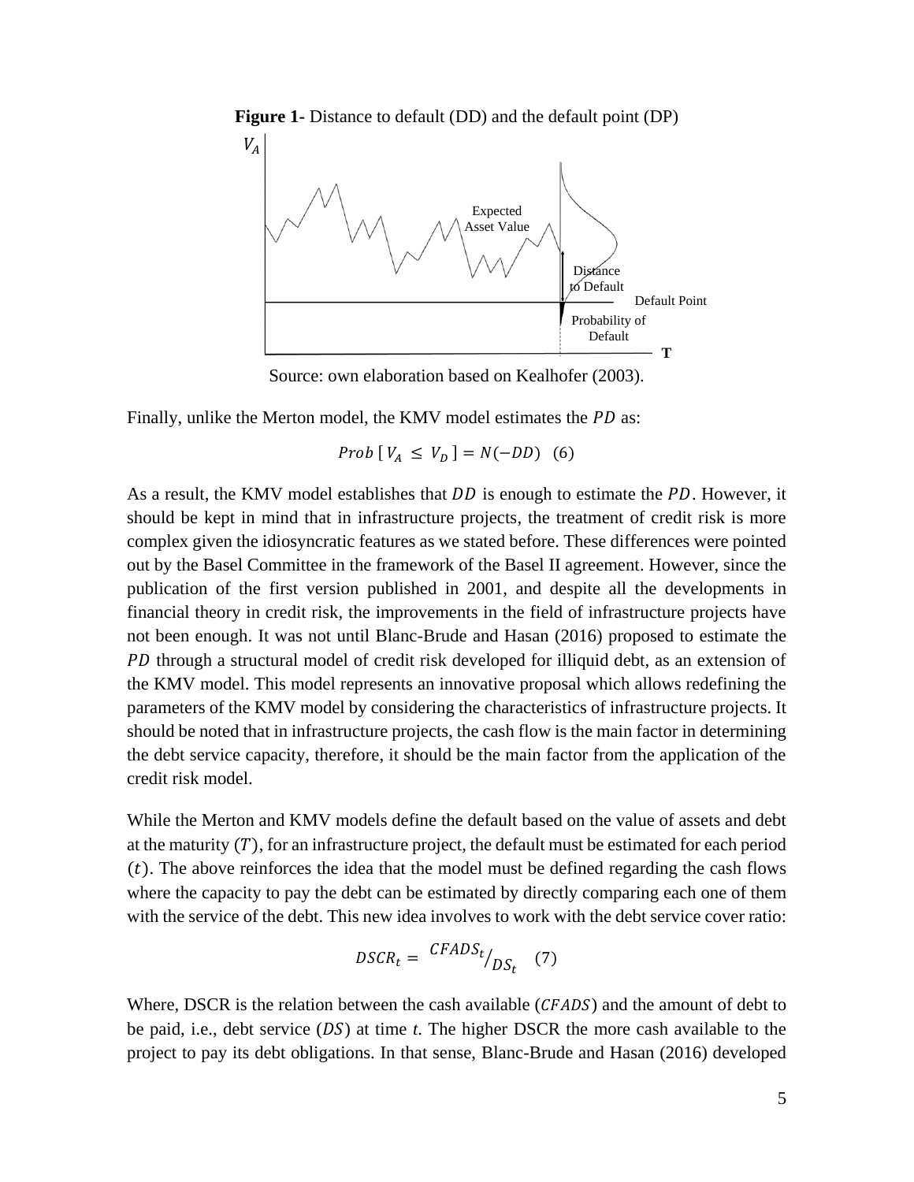**Figure 1-** Distance to default (DD) and the default point (DP)

Source: own elaboration based on Kealhofer (2003).

Finally, unlike the Merton model, the KMV model estimates the $PD$ as:

$$Prob\,[\,V_A \,\leq\, V_D\,] = N(-DD) \quad (6)$$

As a result, the KMV model establishes that $DD$ is enough to estimate the $PD$. However, it should be kept in mind that in infrastructure projects, the treatment of credit risk is more complex given the idiosyncratic features as we stated before. These differences were pointed out by the Basel Committee in the framework of the Basel II agreement. However, since the publication of the first version published in 2001, and despite all the developments in financial theory in credit risk, the improvements in the field of infrastructure projects have not been enough. It was not until Blanc-Brude and Hasan (2016) proposed to estimate the $PD$ through a structural model of credit risk developed for illiquid debt, as an extension of the KMV model. This model represents an innovative proposal which allows redefining the parameters of the KMV model by considering the characteristics of infrastructure projects. It should be noted that in infrastructure projects, the cash flow is the main factor in determining the debt service capacity, therefore, it should be the main factor from the application of the credit risk model.

While the Merton and KMV models define the default based on the value of assets and debt at the maturity $(T)$, for an infrastructure project, the default must be estimated for each period $(t)$. The above reinforces the idea that the model must be defined regarding the cash flows where the capacity to pay the debt can be estimated by directly comparing each one of them with the service of the debt. This new idea involves to work with the debt service cover ratio:

$$DSCR_t = {}^{CFADS_t}\!/_{DS_t} \quad (7)$$

Where, DSCR is the relation between the cash available ($CFADS$) and the amount of debt to be paid, i.e., debt service ($DS$) at time *t*. The higher DSCR the more cash available to the project to pay its debt obligations. In that sense, Blanc-Brude and Hasan (2016) developed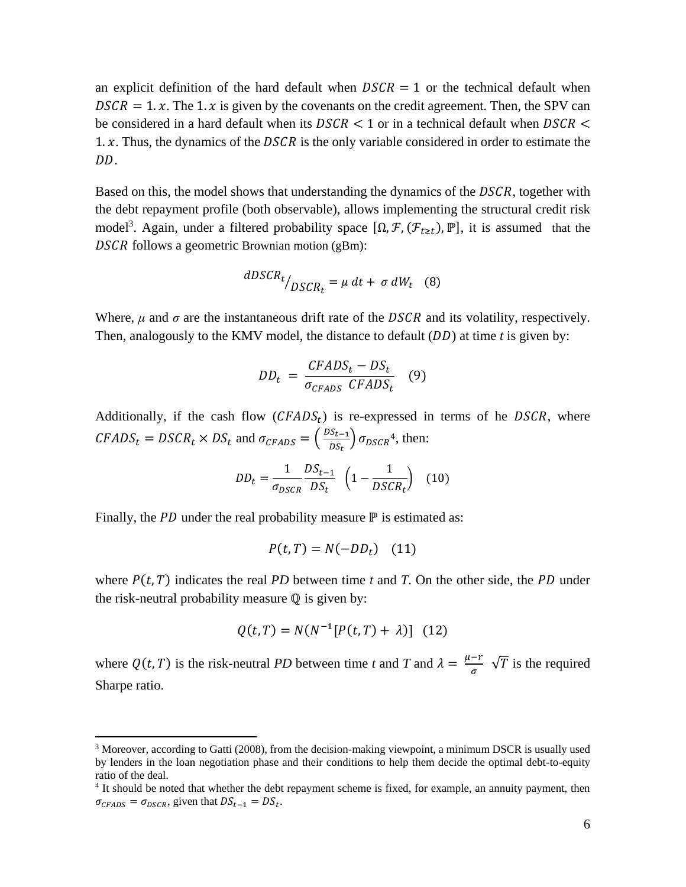an explicit definition of the hard default when $DSCR = 1$ or the technical default when $DSCR = 1.x$. The $1.x$ is given by the covenants on the credit agreement. Then, the SPV can be considered in a hard default when its $DSCR < 1$ or in a technical default when $DSCR < 1.x$. Thus, the dynamics of the $DSCR$ is the only variable considered in order to estimate the $DD$.

Based on this, the model shows that understanding the dynamics of the $DSCR$, together with the debt repayment profile (both observable), allows implementing the structural credit risk model[3]. Again, under a filtered probability space $[\Omega, \mathcal{F}, (\mathcal{F}_{t\geq t}), \mathbb{P}]$, it is assumed that the $DSCR$ follows a geometric Brownian motion (gBm):

$$dDSCR_t / DSCR_t = \mu \, dt + \sigma \, dW_t \quad (8)$$

Where, $\mu$ and $\sigma$ are the instantaneous drift rate of the $DSCR$ and its volatility, respectively. Then, analogously to the KMV model, the distance to default ($DD$) at time $t$ is given by:

$$DD_t = \frac{CFADS_t - DS_t}{\sigma_{CFADS} \; CFADS_t} \quad (9)$$

Additionally, if the cash flow ($CFADS_t$) is re-expressed in terms of he $DSCR$, where $CFADS_t = DSCR_t \times DS_t$ and $\sigma_{CFADS} = \left(\frac{DS_{t-1}}{DS_t}\right)\sigma_{DSCR}$[4], then:

$$DD_t = \frac{1}{\sigma_{DSCR}} \frac{DS_{t-1}}{DS_t} \left(1 - \frac{1}{DSCR_t}\right) \quad (10)$$

Finally, the $PD$ under the real probability measure $\mathbb{P}$ is estimated as:

$$P(t,T) = N(-DD_t) \quad (11)$$

where $P(t,T)$ indicates the real $PD$ between time $t$ and $T$. On the other side, the $PD$ under the risk-neutral probability measure $\mathbb{Q}$ is given by:

$$Q(t,T) = N(N^{-1}[P(t,T) + \lambda)] \quad (12)$$

where $Q(t,T)$ is the risk-neutral $PD$ between time $t$ and $T$ and $\lambda = \frac{\mu - r}{\sigma} \sqrt{T}$ is the required Sharpe ratio.

---

[3] Moreover, according to Gatti (2008), from the decision-making viewpoint, a minimum DSCR is usually used by lenders in the loan negotiation phase and their conditions to help them decide the optimal debt-to-equity ratio of the deal.

[4] It should be noted that whether the debt repayment scheme is fixed, for example, an annuity payment, then $\sigma_{CFADS} = \sigma_{DSCR}$, given that $DS_{t-1} = DS_t$.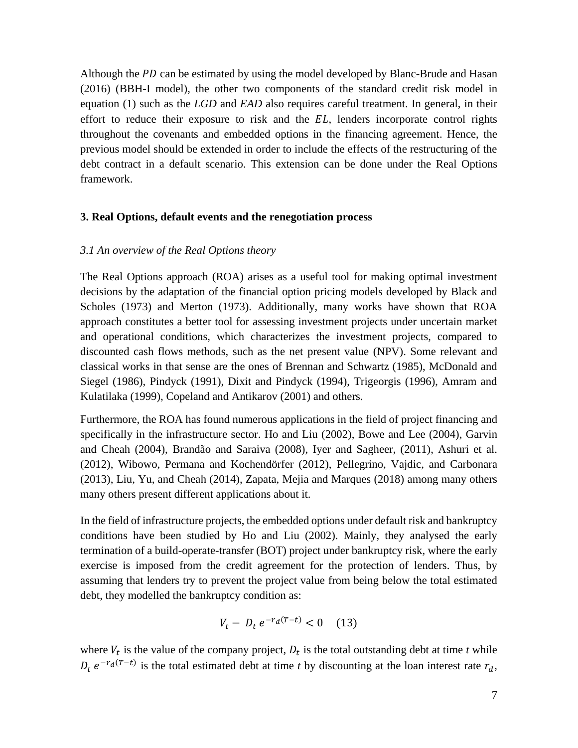Although the $PD$ can be estimated by using the model developed by Blanc-Brude and Hasan (2016) (BBH-I model), the other two components of the standard credit risk model in equation (1) such as the *LGD* and *EAD* also requires careful treatment. In general, in their effort to reduce their exposure to risk and the $EL$, lenders incorporate control rights throughout the covenants and embedded options in the financing agreement. Hence, the previous model should be extended in order to include the effects of the restructuring of the debt contract in a default scenario. This extension can be done under the Real Options framework.

## 3. Real Options, default events and the renegotiation process

### *3.1 An overview of the Real Options theory*

The Real Options approach (ROA) arises as a useful tool for making optimal investment decisions by the adaptation of the financial option pricing models developed by Black and Scholes (1973) and Merton (1973). Additionally, many works have shown that ROA approach constitutes a better tool for assessing investment projects under uncertain market and operational conditions, which characterizes the investment projects, compared to discounted cash flows methods, such as the net present value (NPV). Some relevant and classical works in that sense are the ones of Brennan and Schwartz (1985), McDonald and Siegel (1986), Pindyck (1991), Dixit and Pindyck (1994), Trigeorgis (1996), Amram and Kulatilaka (1999), Copeland and Antikarov (2001) and others.

Furthermore, the ROA has found numerous applications in the field of project financing and specifically in the infrastructure sector. Ho and Liu (2002), Bowe and Lee (2004), Garvin and Cheah (2004), Brandão and Saraiva (2008), Iyer and Sagheer, (2011), Ashuri et al. (2012), Wibowo, Permana and Kochendörfer (2012), Pellegrino, Vajdic, and Carbonara (2013), Liu, Yu, and Cheah (2014), Zapata, Mejia and Marques (2018) among many others many others present different applications about it.

In the field of infrastructure projects, the embedded options under default risk and bankruptcy conditions have been studied by Ho and Liu (2002). Mainly, they analysed the early termination of a build-operate-transfer (BOT) project under bankruptcy risk, where the early exercise is imposed from the credit agreement for the protection of lenders. Thus, by assuming that lenders try to prevent the project value from being below the total estimated debt, they modelled the bankruptcy condition as:

$$V_t - D_t\, e^{-r_d(T-t)} < 0 \quad (13)$$

where $V_t$ is the value of the company project, $D_t$ is the total outstanding debt at time *t* while $D_t\, e^{-r_d(T-t)}$ is the total estimated debt at time *t* by discounting at the loan interest rate $r_d$,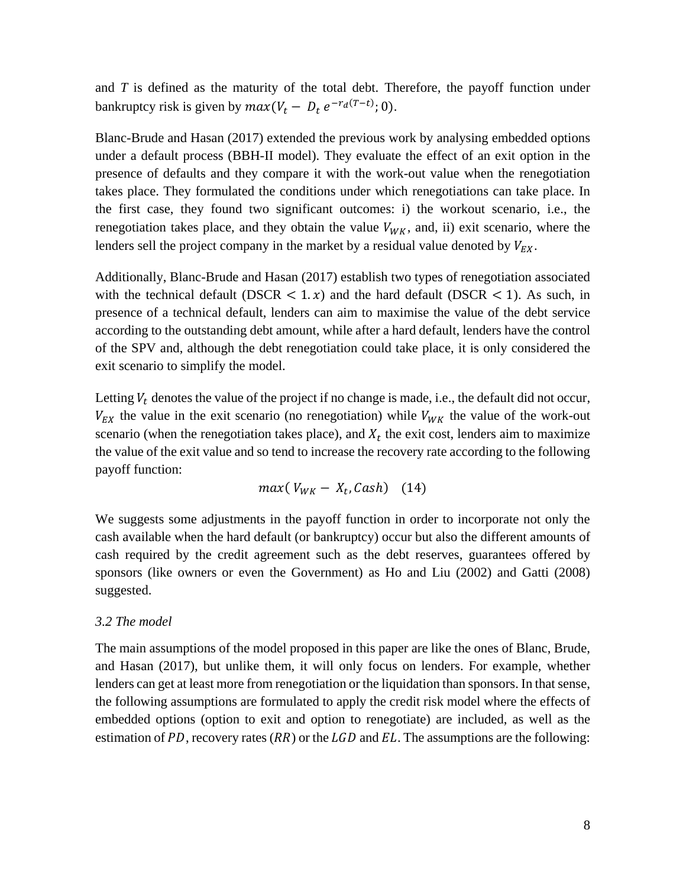and $T$ is defined as the maturity of the total debt. Therefore, the payoff function under bankruptcy risk is given by $max(V_t - D_t\, e^{-r_d(T-t)}; 0)$.

Blanc-Brude and Hasan (2017) extended the previous work by analysing embedded options under a default process (BBH-II model). They evaluate the effect of an exit option in the presence of defaults and they compare it with the work-out value when the renegotiation takes place. They formulated the conditions under which renegotiations can take place. In the first case, they found two significant outcomes: i) the workout scenario, i.e., the renegotiation takes place, and they obtain the value $V_{WK}$, and, ii) exit scenario, where the lenders sell the project company in the market by a residual value denoted by $V_{EX}$.

Additionally, Blanc-Brude and Hasan (2017) establish two types of renegotiation associated with the technical default (DSCR $< 1.x$) and the hard default (DSCR $< 1$). As such, in presence of a technical default, lenders can aim to maximise the value of the debt service according to the outstanding debt amount, while after a hard default, lenders have the control of the SPV and, although the debt renegotiation could take place, it is only considered the exit scenario to simplify the model.

Letting $V_t$ denotes the value of the project if no change is made, i.e., the default did not occur, $V_{EX}$ the value in the exit scenario (no renegotiation) while $V_{WK}$ the value of the work-out scenario (when the renegotiation takes place), and $X_t$ the exit cost, lenders aim to maximize the value of the exit value and so tend to increase the recovery rate according to the following payoff function:

$$max(\, V_{WK} - X_t, Cash) \quad (14)$$

We suggests some adjustments in the payoff function in order to incorporate not only the cash available when the hard default (or bankruptcy) occur but also the different amounts of cash required by the credit agreement such as the debt reserves, guarantees offered by sponsors (like owners or even the Government) as Ho and Liu (2002) and Gatti (2008) suggested.

### *3.2 The model*

The main assumptions of the model proposed in this paper are like the ones of Blanc, Brude, and Hasan (2017), but unlike them, it will only focus on lenders. For example, whether lenders can get at least more from renegotiation or the liquidation than sponsors. In that sense, the following assumptions are formulated to apply the credit risk model where the effects of embedded options (option to exit and option to renegotiate) are included, as well as the estimation of $PD$, recovery rates ($RR$) or the $LGD$ and $EL$. The assumptions are the following: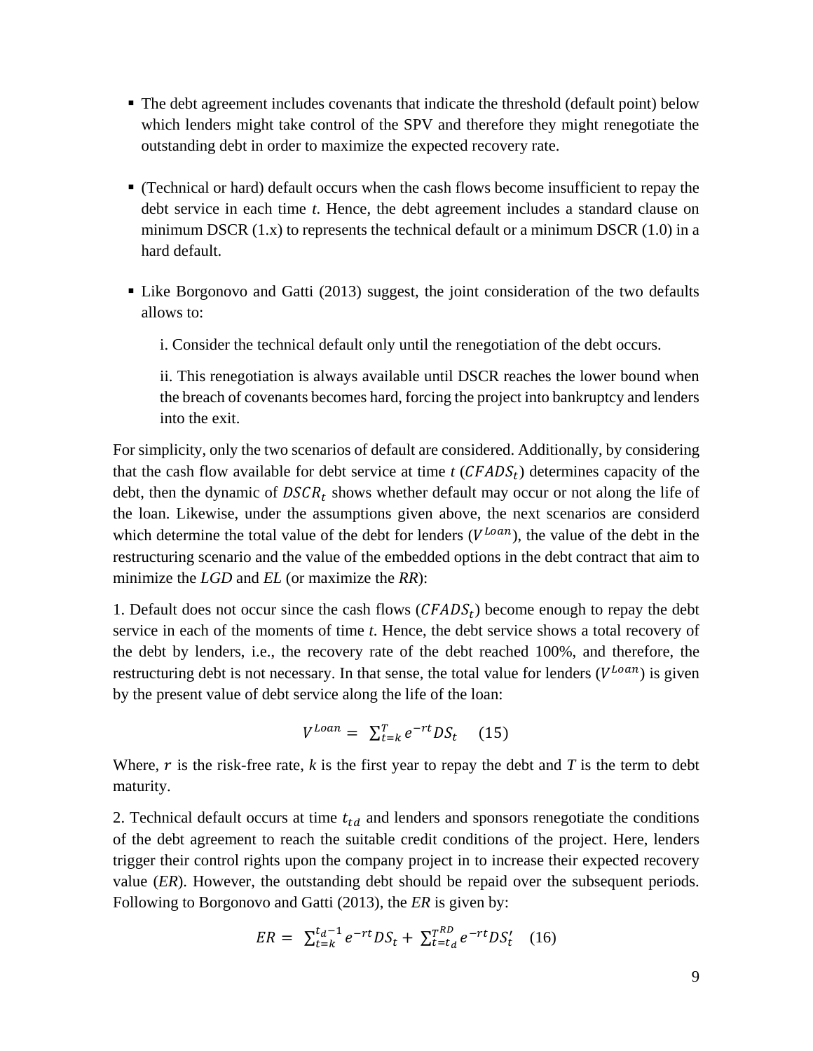- The debt agreement includes covenants that indicate the threshold (default point) below which lenders might take control of the SPV and therefore they might renegotiate the outstanding debt in order to maximize the expected recovery rate.

- (Technical or hard) default occurs when the cash flows become insufficient to repay the debt service in each time *t*. Hence, the debt agreement includes a standard clause on minimum DSCR (1.x) to represents the technical default or a minimum DSCR (1.0) in a hard default.

- Like Borgonovo and Gatti (2013) suggest, the joint consideration of the two defaults allows to:

  i. Consider the technical default only until the renegotiation of the debt occurs.

  ii. This renegotiation is always available until DSCR reaches the lower bound when the breach of covenants becomes hard, forcing the project into bankruptcy and lenders into the exit.

For simplicity, only the two scenarios of default are considered. Additionally, by considering that the cash flow available for debt service at time *t* ($CFADS_t$) determines capacity of the debt, then the dynamic of $DSCR_t$ shows whether default may occur or not along the life of the loan. Likewise, under the assumptions given above, the next scenarios are considerd which determine the total value of the debt for lenders ($V^{Loan}$), the value of the debt in the restructuring scenario and the value of the embedded options in the debt contract that aim to minimize the *LGD* and *EL* (or maximize the *RR*):

1. Default does not occur since the cash flows ($CFADS_t$) become enough to repay the debt service in each of the moments of time *t*. Hence, the debt service shows a total recovery of the debt by lenders, i.e., the recovery rate of the debt reached 100%, and therefore, the restructuring debt is not necessary. In that sense, the total value for lenders ($V^{Loan}$) is given by the present value of debt service along the life of the loan:

$$V^{Loan} = \sum_{t=k}^{T} e^{-rt} DS_t \quad (15)$$

Where, $r$ is the risk-free rate, *k* is the first year to repay the debt and *T* is the term to debt maturity.

2. Technical default occurs at time $t_{td}$ and lenders and sponsors renegotiate the conditions of the debt agreement to reach the suitable credit conditions of the project. Here, lenders trigger their control rights upon the company project in to increase their expected recovery value (*ER*). However, the outstanding debt should be repaid over the subsequent periods. Following to Borgonovo and Gatti (2013), the *ER* is given by:

$$ER = \sum_{t=k}^{t_d-1} e^{-rt} DS_t + \sum_{t=t_d}^{T^{RD}} e^{-rt} DS'_t \quad (16)$$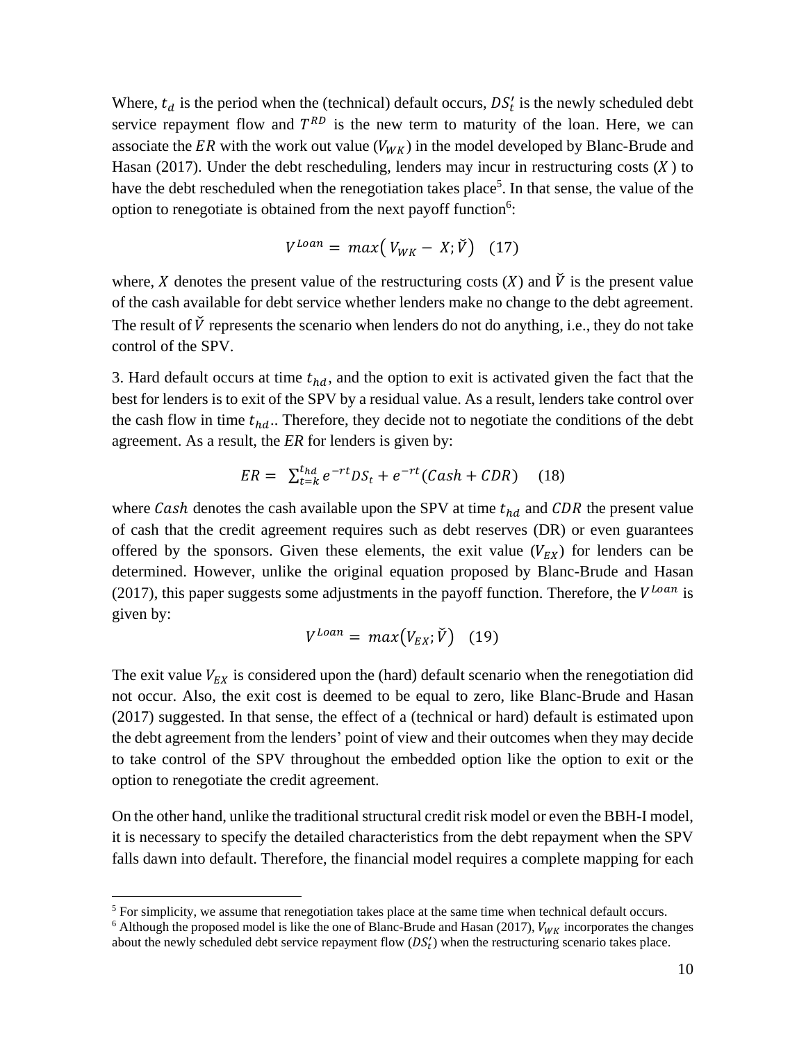Where, $t_d$ is the period when the (technical) default occurs, $DS_t'$ is the newly scheduled debt service repayment flow and $T^{RD}$ is the new term to maturity of the loan. Here, we can associate the $ER$ with the work out value ($V_{WK}$) in the model developed by Blanc-Brude and Hasan (2017). Under the debt rescheduling, lenders may incur in restructuring costs ($X$) to have the debt rescheduled when the renegotiation takes place[5]. In that sense, the value of the option to renegotiate is obtained from the next payoff function[6]:

$$V^{Loan} = max\left( V_{WK} - X; \check{V} \right) \quad (17)$$

where, $X$ denotes the present value of the restructuring costs ($X$) and $\check{V}$ is the present value of the cash available for debt service whether lenders make no change to the debt agreement. The result of $\check{V}$ represents the scenario when lenders do not do anything, i.e., they do not take control of the SPV.

3. Hard default occurs at time $t_{hd}$, and the option to exit is activated given the fact that the best for lenders is to exit of the SPV by a residual value. As a result, lenders take control over the cash flow in time $t_{hd}$.. Therefore, they decide not to negotiate the conditions of the debt agreement. As a result, the *ER* for lenders is given by:

$$ER = \sum_{t=k}^{t_{hd}} e^{-rt} DS_t + e^{-rt}(Cash + CDR) \quad (18)$$

where $Cash$ denotes the cash available upon the SPV at time $t_{hd}$ and $CDR$ the present value of cash that the credit agreement requires such as debt reserves (DR) or even guarantees offered by the sponsors. Given these elements, the exit value ($V_{EX}$) for lenders can be determined. However, unlike the original equation proposed by Blanc-Brude and Hasan (2017), this paper suggests some adjustments in the payoff function. Therefore, the $V^{Loan}$ is given by:

$$V^{Loan} = max\left( V_{EX}; \check{V} \right) \quad (19)$$

The exit value $V_{EX}$ is considered upon the (hard) default scenario when the renegotiation did not occur. Also, the exit cost is deemed to be equal to zero, like Blanc-Brude and Hasan (2017) suggested. In that sense, the effect of a (technical or hard) default is estimated upon the debt agreement from the lenders' point of view and their outcomes when they may decide to take control of the SPV throughout the embedded option like the option to exit or the option to renegotiate the credit agreement.

On the other hand, unlike the traditional structural credit risk model or even the BBH-I model, it is necessary to specify the detailed characteristics from the debt repayment when the SPV falls dawn into default. Therefore, the financial model requires a complete mapping for each

---

[5] For simplicity, we assume that renegotiation takes place at the same time when technical default occurs.

[6] Although the proposed model is like the one of Blanc-Brude and Hasan (2017), $V_{WK}$ incorporates the changes about the newly scheduled debt service repayment flow ($DS_t'$) when the restructuring scenario takes place.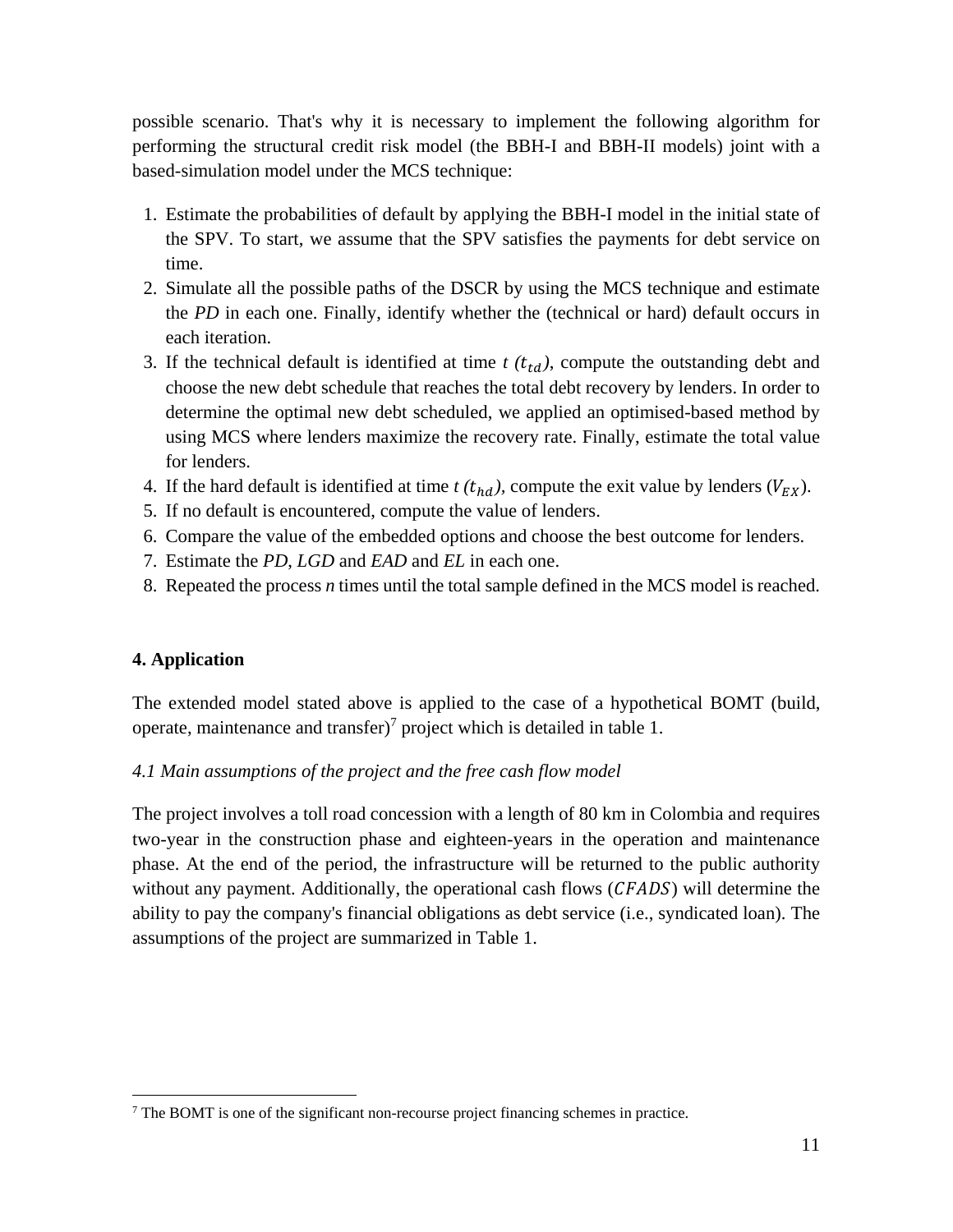possible scenario. That's why it is necessary to implement the following algorithm for performing the structural credit risk model (the BBH-I and BBH-II models) joint with a based-simulation model under the MCS technique:

1. Estimate the probabilities of default by applying the BBH-I model in the initial state of the SPV. To start, we assume that the SPV satisfies the payments for debt service on time.
2. Simulate all the possible paths of the DSCR by using the MCS technique and estimate the *PD* in each one. Finally, identify whether the (technical or hard) default occurs in each iteration.
3. If the technical default is identified at time *t* ($t_{td}$), compute the outstanding debt and choose the new debt schedule that reaches the total debt recovery by lenders. In order to determine the optimal new debt scheduled, we applied an optimised-based method by using MCS where lenders maximize the recovery rate. Finally, estimate the total value for lenders.
4. If the hard default is identified at time *t* ($t_{hd}$), compute the exit value by lenders ($V_{EX}$).
5. If no default is encountered, compute the value of lenders.
6. Compare the value of the embedded options and choose the best outcome for lenders.
7. Estimate the *PD*, *LGD* and *EAD* and *EL* in each one.
8. Repeated the process *n* times until the total sample defined in the MCS model is reached.

## 4. Application

The extended model stated above is applied to the case of a hypothetical BOMT (build, operate, maintenance and transfer)[7] project which is detailed in table 1.

### *4.1 Main assumptions of the project and the free cash flow model*

The project involves a toll road concession with a length of 80 km in Colombia and requires two-year in the construction phase and eighteen-years in the operation and maintenance phase. At the end of the period, the infrastructure will be returned to the public authority without any payment. Additionally, the operational cash flows ($CFADS$) will determine the ability to pay the company's financial obligations as debt service (i.e., syndicated loan). The assumptions of the project are summarized in Table 1.

---

[7] The BOMT is one of the significant non-recourse project financing schemes in practice.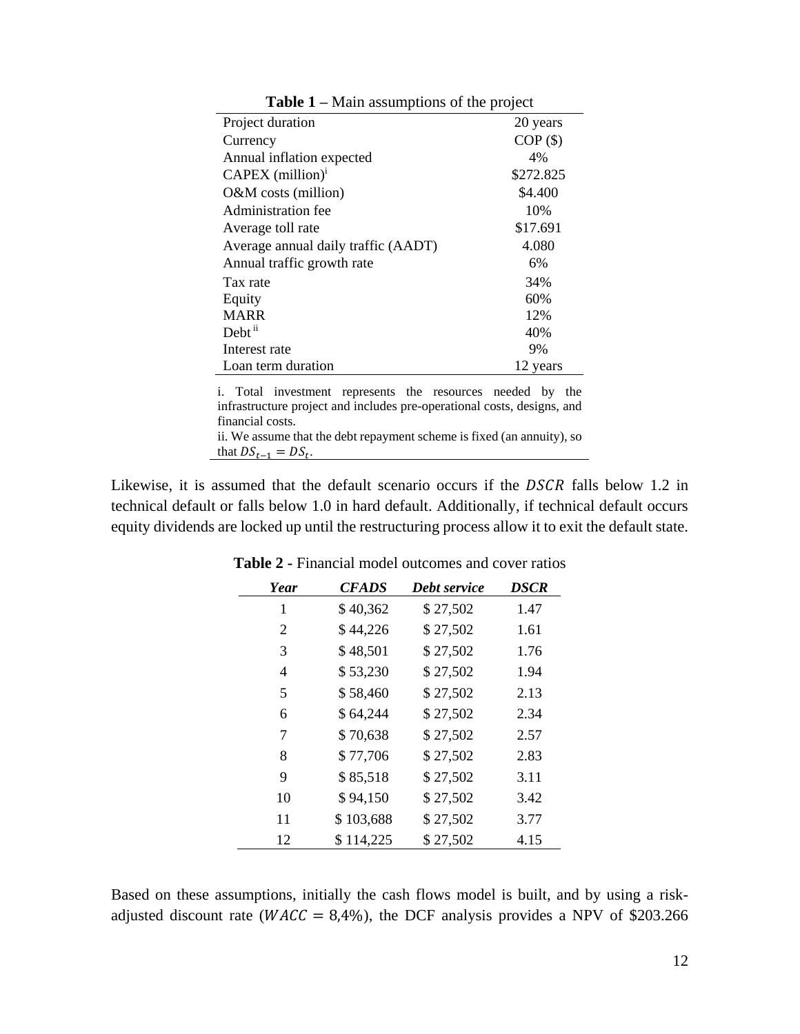**Table 1** – Main assumptions of the project

| | |
|---|---|
| Project duration | 20 years |
| Currency | COP ($) |
| Annual inflation expected | 4% |
| CAPEX (million)[i] | $272.825 |
| O&M costs (million) | $4.400 |
| Administration fee | 10% |
| Average toll rate | $17.691 |
| Average annual daily traffic (AADT) | 4.080 |
| Annual traffic growth rate | 6% |
| Tax rate | 34% |
| Equity | 60% |
| MARR | 12% |
| Debt [ii] | 40% |
| Interest rate | 9% |
| Loan term duration | 12 years |

i. Total investment represents the resources needed by the infrastructure project and includes pre-operational costs, designs, and financial costs.
ii. We assume that the debt repayment scheme is fixed (an annuity), so that $DS_{t-1} = DS_t$.

Likewise, it is assumed that the default scenario occurs if the $DSCR$ falls below 1.2 in technical default or falls below 1.0 in hard default. Additionally, if technical default occurs equity dividends are locked up until the restructuring process allow it to exit the default state.

**Table 2 -** Financial model outcomes and cover ratios

| *Year* | *CFADS* | *Debt service* | *DSCR* |
|---|---|---|---|
| 1 | $ 40,362 | $ 27,502 | 1.47 |
| 2 | $ 44,226 | $ 27,502 | 1.61 |
| 3 | $ 48,501 | $ 27,502 | 1.76 |
| 4 | $ 53,230 | $ 27,502 | 1.94 |
| 5 | $ 58,460 | $ 27,502 | 2.13 |
| 6 | $ 64,244 | $ 27,502 | 2.34 |
| 7 | $ 70,638 | $ 27,502 | 2.57 |
| 8 | $ 77,706 | $ 27,502 | 2.83 |
| 9 | $ 85,518 | $ 27,502 | 3.11 |
| 10 | $ 94,150 | $ 27,502 | 3.42 |
| 11 | $ 103,688 | $ 27,502 | 3.77 |
| 12 | $ 114,225 | $ 27,502 | 4.15 |

Based on these assumptions, initially the cash flows model is built, and by using a risk-adjusted discount rate ($WACC = 8,4\%$), the DCF analysis provides a NPV of $203.266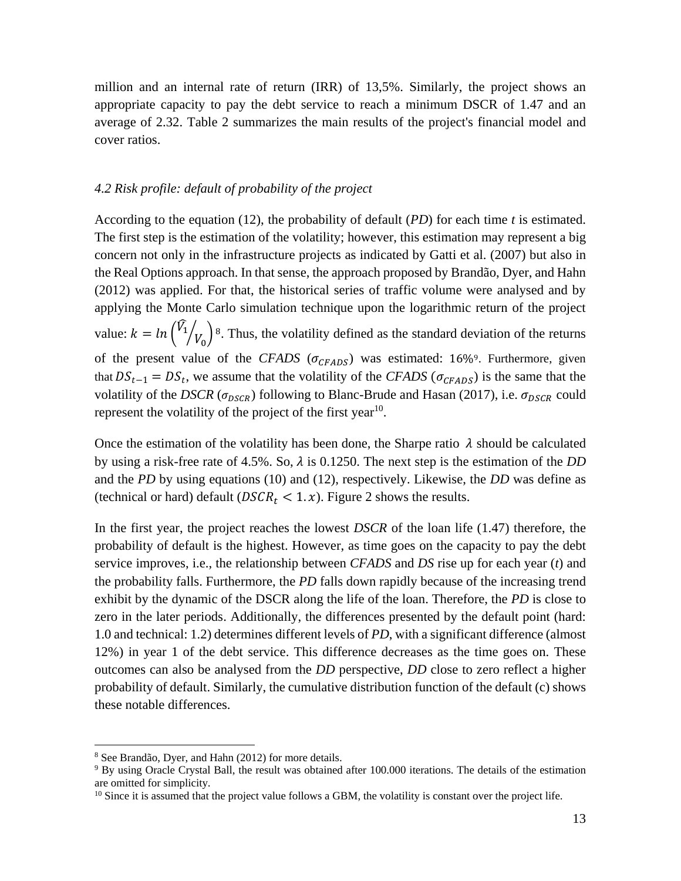million and an internal rate of return (IRR) of 13,5%. Similarly, the project shows an appropriate capacity to pay the debt service to reach a minimum DSCR of 1.47 and an average of 2.32. Table 2 summarizes the main results of the project's financial model and cover ratios.

### *4.2 Risk profile: default of probability of the project*

According to the equation (12), the probability of default (*PD*) for each time *t* is estimated. The first step is the estimation of the volatility; however, this estimation may represent a big concern not only in the infrastructure projects as indicated by Gatti et al. (2007) but also in the Real Options approach. In that sense, the approach proposed by Brandão, Dyer, and Hahn (2012) was applied. For that, the historical series of traffic volume were analysed and by applying the Monte Carlo simulation technique upon the logarithmic return of the project value: $k = ln\left(\hat{V}_1 / V_0\right)$ [8]. Thus, the volatility defined as the standard deviation of the returns of the present value of the *CFADS* ($\sigma_{CFADS}$) was estimated: 16%[9]. Furthermore, given that $DS_{t-1} = DS_t$, we assume that the volatility of the *CFADS* ($\sigma_{CFADS}$) is the same that the volatility of the *DSCR* ($\sigma_{DSCR}$) following to Blanc-Brude and Hasan (2017), i.e. $\sigma_{DSCR}$ could represent the volatility of the project of the first year[10].

Once the estimation of the volatility has been done, the Sharpe ratio $\lambda$ should be calculated by using a risk-free rate of 4.5%. So, $\lambda$ is 0.1250. The next step is the estimation of the *DD* and the *PD* by using equations (10) and (12), respectively. Likewise, the *DD* was define as (technical or hard) default ($DSCR_t < 1.x$). Figure 2 shows the results.

In the first year, the project reaches the lowest *DSCR* of the loan life (1.47) therefore, the probability of default is the highest. However, as time goes on the capacity to pay the debt service improves, i.e., the relationship between *CFADS* and *DS* rise up for each year (*t*) and the probability falls. Furthermore, the *PD* falls down rapidly because of the increasing trend exhibit by the dynamic of the DSCR along the life of the loan. Therefore, the *PD* is close to zero in the later periods. Additionally, the differences presented by the default point (hard: 1.0 and technical: 1.2) determines different levels of *PD*, with a significant difference (almost 12%) in year 1 of the debt service. This difference decreases as the time goes on. These outcomes can also be analysed from the *DD* perspective, *DD* close to zero reflect a higher probability of default. Similarly, the cumulative distribution function of the default (c) shows these notable differences.

---

[8] See Brandão, Dyer, and Hahn (2012) for more details.

[9] By using Oracle Crystal Ball, the result was obtained after 100.000 iterations. The details of the estimation are omitted for simplicity.

[10] Since it is assumed that the project value follows a GBM, the volatility is constant over the project life.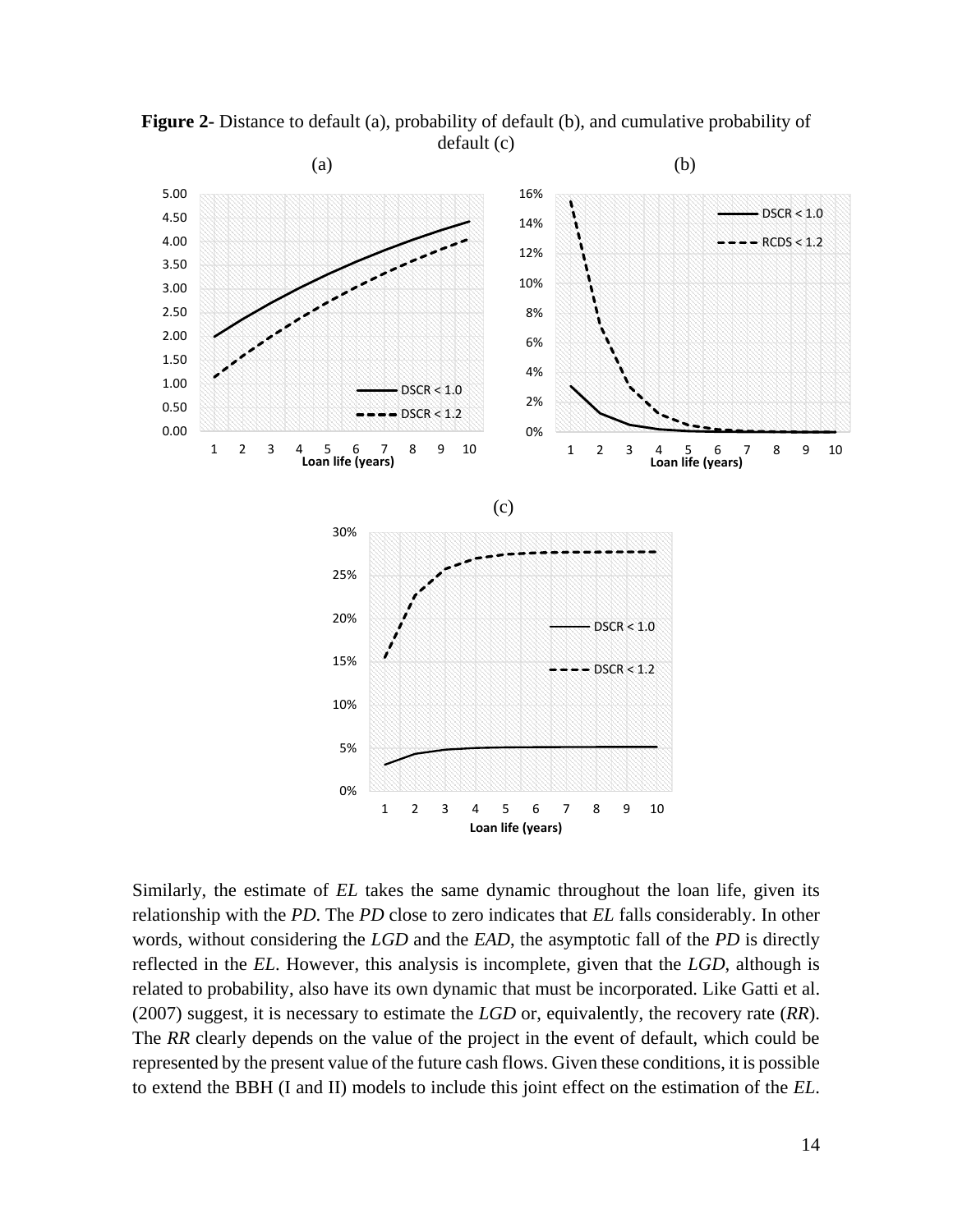**Figure 2-** Distance to default (a), probability of default (b), and cumulative probability of default (c)

Similarly, the estimate of *EL* takes the same dynamic throughout the loan life, given its relationship with the *PD*. The *PD* close to zero indicates that *EL* falls considerably. In other words, without considering the *LGD* and the *EAD*, the asymptotic fall of the *PD* is directly reflected in the *EL*. However, this analysis is incomplete, given that the *LGD*, although is related to probability, also have its own dynamic that must be incorporated. Like Gatti et al. (2007) suggest, it is necessary to estimate the *LGD* or, equivalently, the recovery rate (*RR*). The *RR* clearly depends on the value of the project in the event of default, which could be represented by the present value of the future cash flows. Given these conditions, it is possible to extend the BBH (I and II) models to include this joint effect on the estimation of the *EL*.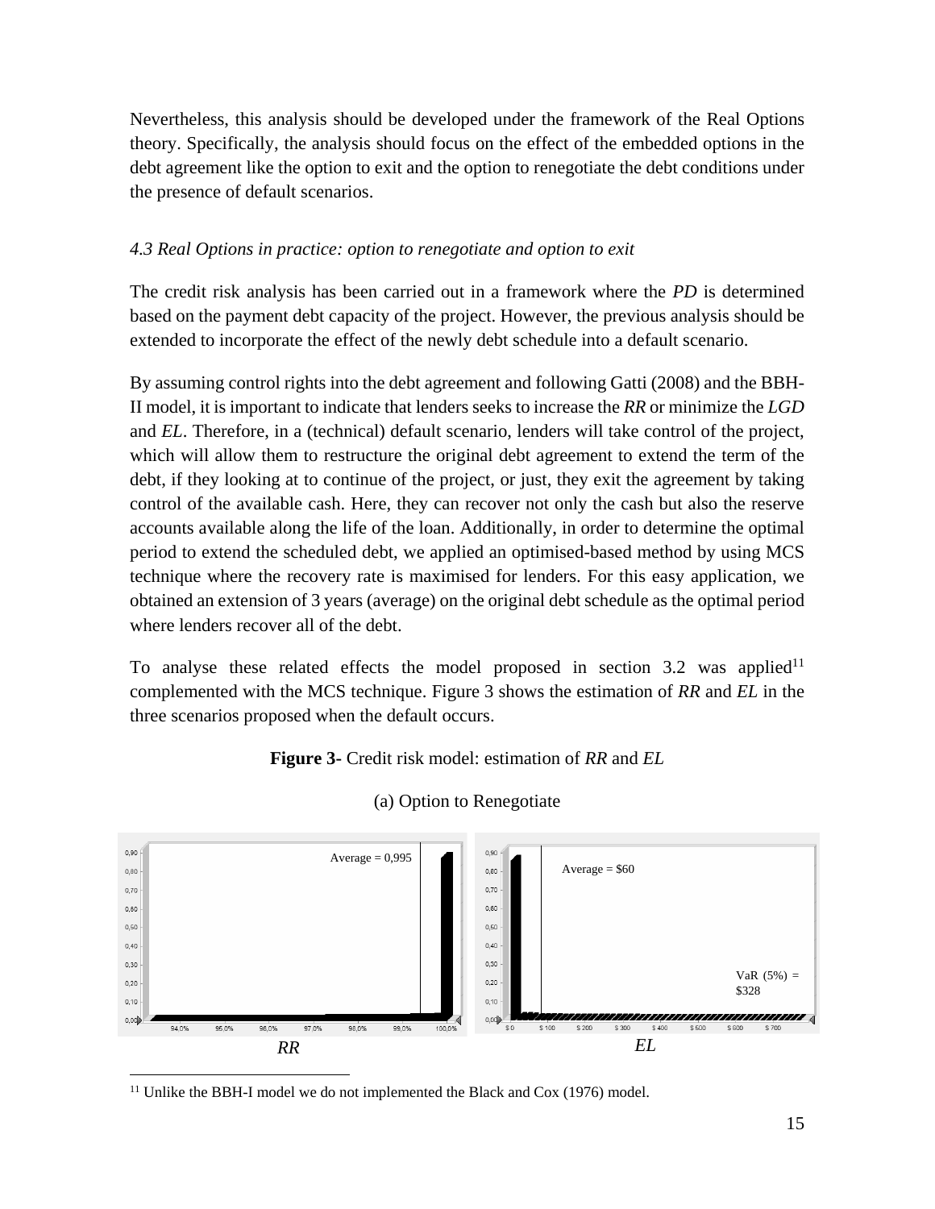Nevertheless, this analysis should be developed under the framework of the Real Options theory. Specifically, the analysis should focus on the effect of the embedded options in the debt agreement like the option to exit and the option to renegotiate the debt conditions under the presence of default scenarios.

### *4.3 Real Options in practice: option to renegotiate and option to exit*

The credit risk analysis has been carried out in a framework where the *PD* is determined based on the payment debt capacity of the project. However, the previous analysis should be extended to incorporate the effect of the newly debt schedule into a default scenario.

By assuming control rights into the debt agreement and following Gatti (2008) and the BBH-II model, it is important to indicate that lenders seeks to increase the *RR* or minimize the *LGD* and *EL*. Therefore, in a (technical) default scenario, lenders will take control of the project, which will allow them to restructure the original debt agreement to extend the term of the debt, if they looking at to continue of the project, or just, they exit the agreement by taking control of the available cash. Here, they can recover not only the cash but also the reserve accounts available along the life of the loan. Additionally, in order to determine the optimal period to extend the scheduled debt, we applied an optimised-based method by using MCS technique where the recovery rate is maximised for lenders. For this easy application, we obtained an extension of 3 years (average) on the original debt schedule as the optimal period where lenders recover all of the debt.

To analyse these related effects the model proposed in section 3.2 was applied[11] complemented with the MCS technique. Figure 3 shows the estimation of *RR* and *EL* in the three scenarios proposed when the default occurs.

**Figure 3-** Credit risk model: estimation of *RR* and *EL*

(a) Option to Renegotiate

Average = 0,995

*RR*

Average = $60

VaR (5%) = $328

*EL*

[11] Unlike the BBH-I model we do not implemented the Black and Cox (1976) model.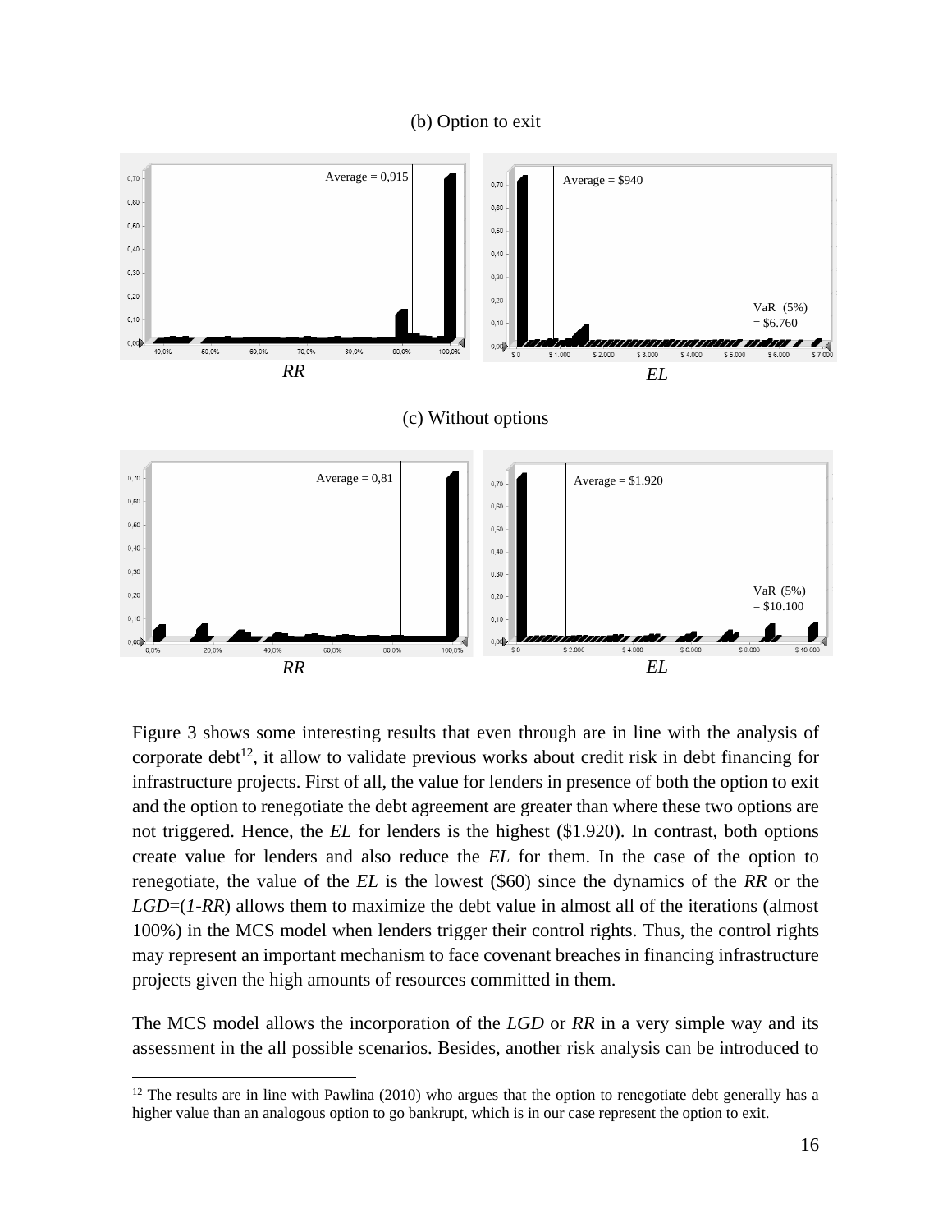(b) Option to exit

(c) Without options

Figure 3 shows some interesting results that even through are in line with the analysis of corporate debt[12], it allow to validate previous works about credit risk in debt financing for infrastructure projects. First of all, the value for lenders in presence of both the option to exit and the option to renegotiate the debt agreement are greater than where these two options are not triggered. Hence, the *EL* for lenders is the highest ($1.920). In contrast, both options create value for lenders and also reduce the *EL* for them. In the case of the option to renegotiate, the value of the *EL* is the lowest ($60) since the dynamics of the *RR* or the *LGD*=(*1-RR*) allows them to maximize the debt value in almost all of the iterations (almost 100%) in the MCS model when lenders trigger their control rights. Thus, the control rights may represent an important mechanism to face covenant breaches in financing infrastructure projects given the high amounts of resources committed in them.

The MCS model allows the incorporation of the *LGD* or *RR* in a very simple way and its assessment in the all possible scenarios. Besides, another risk analysis can be introduced to

[12] The results are in line with Pawlina (2010) who argues that the option to renegotiate debt generally has a higher value than an analogous option to go bankrupt, which is in our case represent the option to exit.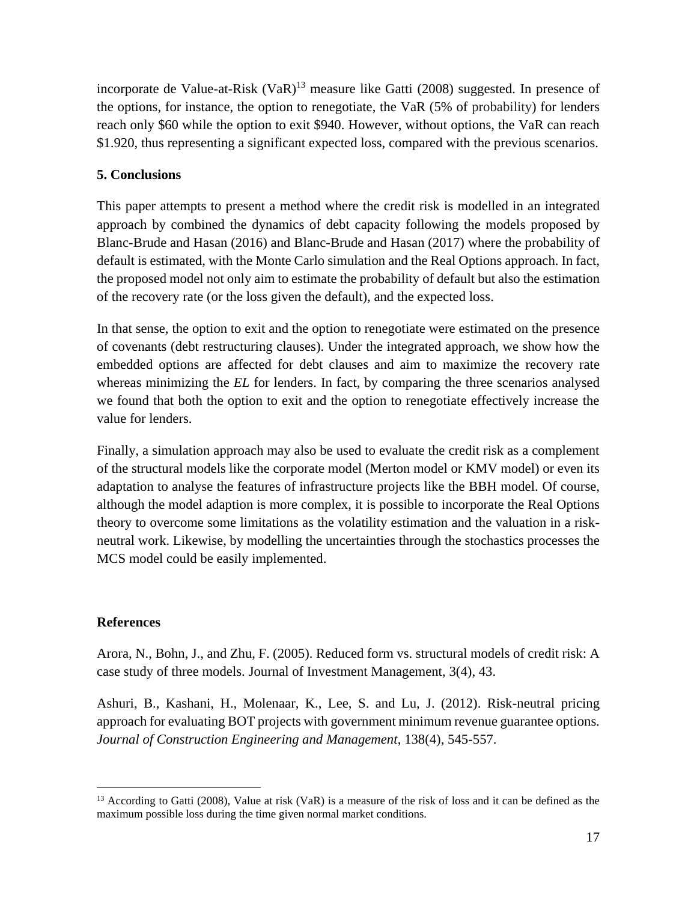incorporate de Value-at-Risk (VaR)[13] measure like Gatti (2008) suggested. In presence of the options, for instance, the option to renegotiate, the VaR (5% of probability) for lenders reach only $60 while the option to exit $940. However, without options, the VaR can reach $1.920, thus representing a significant expected loss, compared with the previous scenarios.

**5. Conclusions**

This paper attempts to present a method where the credit risk is modelled in an integrated approach by combined the dynamics of debt capacity following the models proposed by Blanc-Brude and Hasan (2016) and Blanc-Brude and Hasan (2017) where the probability of default is estimated, with the Monte Carlo simulation and the Real Options approach. In fact, the proposed model not only aim to estimate the probability of default but also the estimation of the recovery rate (or the loss given the default), and the expected loss.

In that sense, the option to exit and the option to renegotiate were estimated on the presence of covenants (debt restructuring clauses). Under the integrated approach, we show how the embedded options are affected for debt clauses and aim to maximize the recovery rate whereas minimizing the *EL* for lenders. In fact, by comparing the three scenarios analysed we found that both the option to exit and the option to renegotiate effectively increase the value for lenders.

Finally, a simulation approach may also be used to evaluate the credit risk as a complement of the structural models like the corporate model (Merton model or KMV model) or even its adaptation to analyse the features of infrastructure projects like the BBH model. Of course, although the model adaption is more complex, it is possible to incorporate the Real Options theory to overcome some limitations as the volatility estimation and the valuation in a risk-neutral work. Likewise, by modelling the uncertainties through the stochastics processes the MCS model could be easily implemented.

**References**

Arora, N., Bohn, J., and Zhu, F. (2005). Reduced form vs. structural models of credit risk: A case study of three models. Journal of Investment Management, 3(4), 43.

Ashuri, B., Kashani, H., Molenaar, K., Lee, S. and Lu, J. (2012). Risk-neutral pricing approach for evaluating BOT projects with government minimum revenue guarantee options. *Journal of Construction Engineering and Management*, 138(4), 545-557.

[13] According to Gatti (2008), Value at risk (VaR) is a measure of the risk of loss and it can be defined as the maximum possible loss during the time given normal market conditions.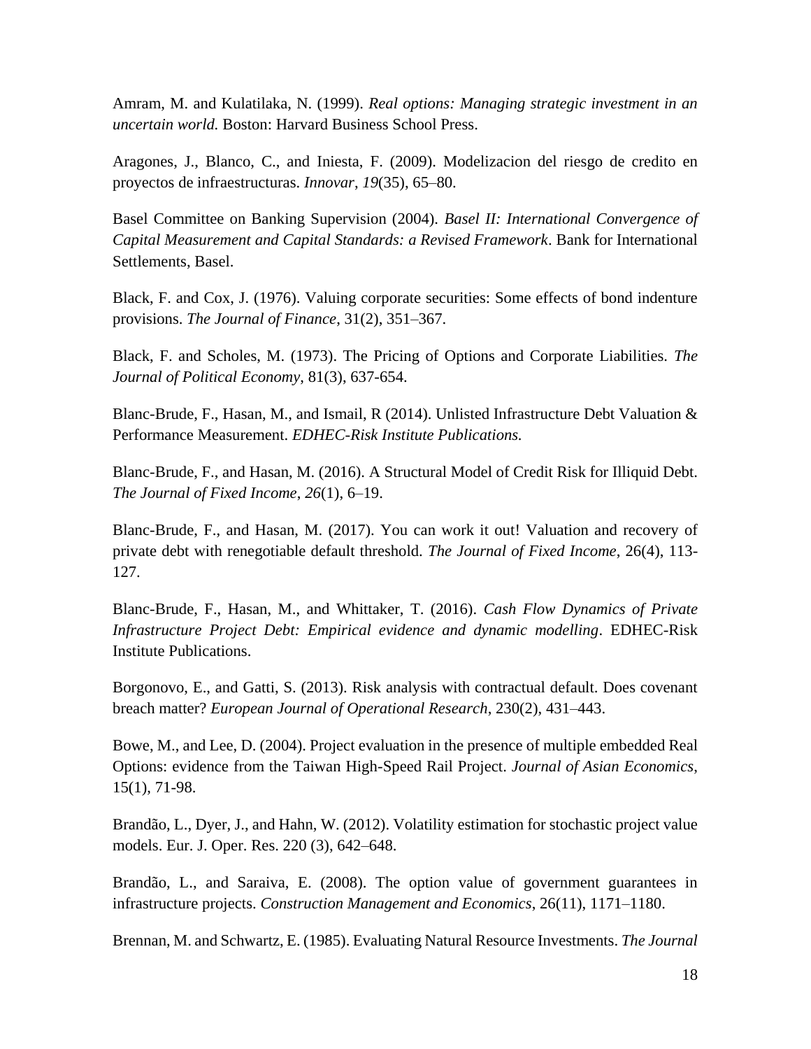Amram, M. and Kulatilaka, N. (1999). *Real options: Managing strategic investment in an uncertain world.* Boston: Harvard Business School Press.

Aragones, J., Blanco, C., and Iniesta, F. (2009). Modelizacion del riesgo de credito en proyectos de infraestructuras. *Innovar*, *19*(35), 65–80.

Basel Committee on Banking Supervision (2004). *Basel II: International Convergence of Capital Measurement and Capital Standards: a Revised Framework*. Bank for International Settlements, Basel.

Black, F. and Cox, J. (1976). Valuing corporate securities: Some effects of bond indenture provisions. *The Journal of Finance*, 31(2), 351–367.

Black, F. and Scholes, M. (1973). The Pricing of Options and Corporate Liabilities. *The Journal of Political Economy*, 81(3), 637-654.

Blanc-Brude, F., Hasan, M., and Ismail, R (2014). Unlisted Infrastructure Debt Valuation & Performance Measurement. *EDHEC-Risk Institute Publications.*

Blanc-Brude, F., and Hasan, M. (2016). A Structural Model of Credit Risk for Illiquid Debt. *The Journal of Fixed Income*, *26*(1), 6–19.

Blanc-Brude, F., and Hasan, M. (2017). You can work it out! Valuation and recovery of private debt with renegotiable default threshold. *The Journal of Fixed Income*, 26(4), 113-127.

Blanc-Brude, F., Hasan, M., and Whittaker, T. (2016). *Cash Flow Dynamics of Private Infrastructure Project Debt: Empirical evidence and dynamic modelling*. EDHEC-Risk Institute Publications.

Borgonovo, E., and Gatti, S. (2013). Risk analysis with contractual default. Does covenant breach matter? *European Journal of Operational Research*, 230(2), 431–443.

Bowe, M., and Lee, D. (2004). Project evaluation in the presence of multiple embedded Real Options: evidence from the Taiwan High-Speed Rail Project. *Journal of Asian Economics*, 15(1), 71-98.

Brandão, L., Dyer, J., and Hahn, W. (2012). Volatility estimation for stochastic project value models. Eur. J. Oper. Res. 220 (3), 642–648.

Brandão, L., and Saraiva, E. (2008). The option value of government guarantees in infrastructure projects. *Construction Management and Economics*, 26(11), 1171–1180.

Brennan, M. and Schwartz, E. (1985). Evaluating Natural Resource Investments. *The Journal*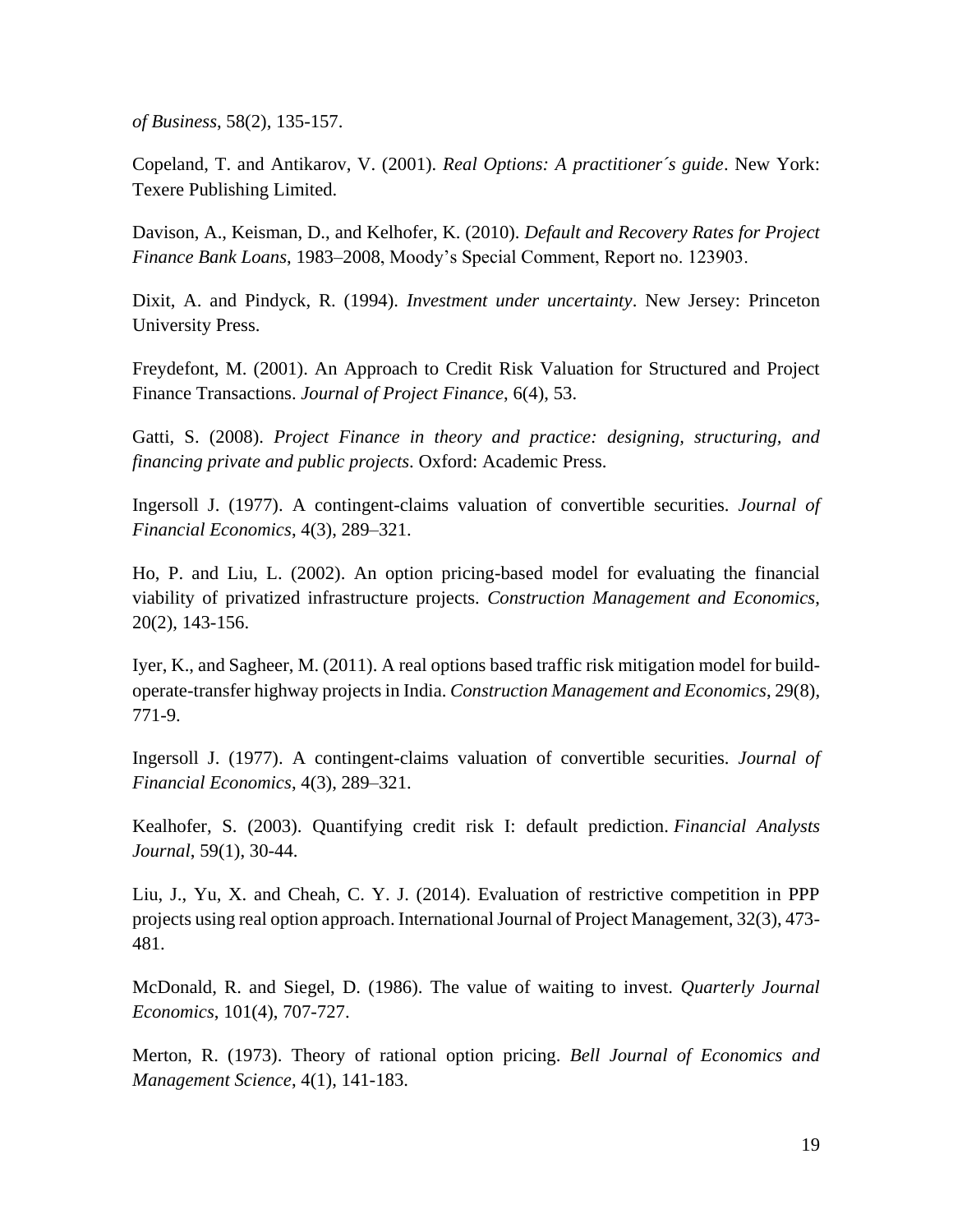*of Business*, 58(2), 135-157.

Copeland, T. and Antikarov, V. (2001). *Real Options: A practitioner´s guide*. New York: Texere Publishing Limited.

Davison, A., Keisman, D., and Kelhofer, K. (2010). *Default and Recovery Rates for Project Finance Bank Loans*, 1983–2008, Moody's Special Comment, Report no. 123903.

Dixit, A. and Pindyck, R. (1994). *Investment under uncertainty*. New Jersey: Princeton University Press.

Freydefont, M. (2001). An Approach to Credit Risk Valuation for Structured and Project Finance Transactions. *Journal of Project Finance*, 6(4), 53.

Gatti, S. (2008). *Project Finance in theory and practice: designing, structuring, and financing private and public projects*. Oxford: Academic Press.

Ingersoll J. (1977). A contingent-claims valuation of convertible securities. *Journal of Financial Economics*, 4(3), 289–321.

Ho, P. and Liu, L. (2002). An option pricing-based model for evaluating the financial viability of privatized infrastructure projects. *Construction Management and Economics*, 20(2), 143-156.

Iyer, K., and Sagheer, M. (2011). A real options based traffic risk mitigation model for build-operate-transfer highway projects in India. *Construction Management and Economics*, 29(8), 771-9.

Ingersoll J. (1977). A contingent-claims valuation of convertible securities. *Journal of Financial Economics*, 4(3), 289–321.

Kealhofer, S. (2003). Quantifying credit risk I: default prediction. *Financial Analysts Journal*, 59(1), 30-44.

Liu, J., Yu, X. and Cheah, C. Y. J. (2014). Evaluation of restrictive competition in PPP projects using real option approach. International Journal of Project Management, 32(3), 473-481.

McDonald, R. and Siegel, D. (1986). The value of waiting to invest. *Quarterly Journal Economics*, 101(4), 707-727.

Merton, R. (1973). Theory of rational option pricing. *Bell Journal of Economics and Management Science*, 4(1), 141-183.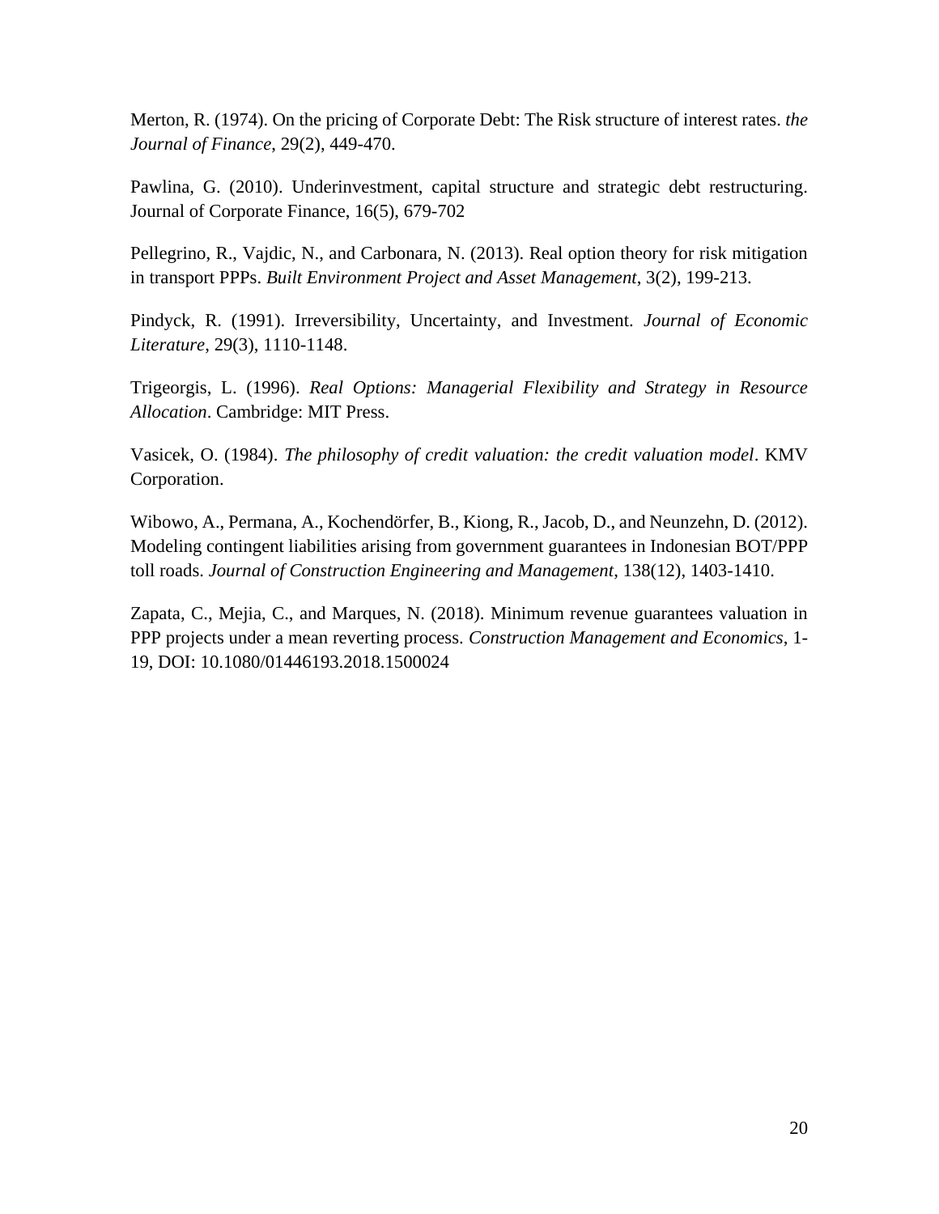Merton, R. (1974). On the pricing of Corporate Debt: The Risk structure of interest rates. *the Journal of Finance*, 29(2), 449-470.

Pawlina, G. (2010). Underinvestment, capital structure and strategic debt restructuring. Journal of Corporate Finance, 16(5), 679-702

Pellegrino, R., Vajdic, N., and Carbonara, N. (2013). Real option theory for risk mitigation in transport PPPs. *Built Environment Project and Asset Management*, 3(2), 199-213.

Pindyck, R. (1991). Irreversibility, Uncertainty, and Investment. *Journal of Economic Literature*, 29(3), 1110-1148.

Trigeorgis, L. (1996). *Real Options: Managerial Flexibility and Strategy in Resource Allocation*. Cambridge: MIT Press.

Vasicek, O. (1984). *The philosophy of credit valuation: the credit valuation model*. KMV Corporation.

Wibowo, A., Permana, A., Kochendörfer, B., Kiong, R., Jacob, D., and Neunzehn, D. (2012). Modeling contingent liabilities arising from government guarantees in Indonesian BOT/PPP toll roads. *Journal of Construction Engineering and Management*, 138(12), 1403-1410.

Zapata, C., Mejia, C., and Marques, N. (2018). Minimum revenue guarantees valuation in PPP projects under a mean reverting process. *Construction Management and Economics*, 1-19, DOI: 10.1080/01446193.2018.1500024